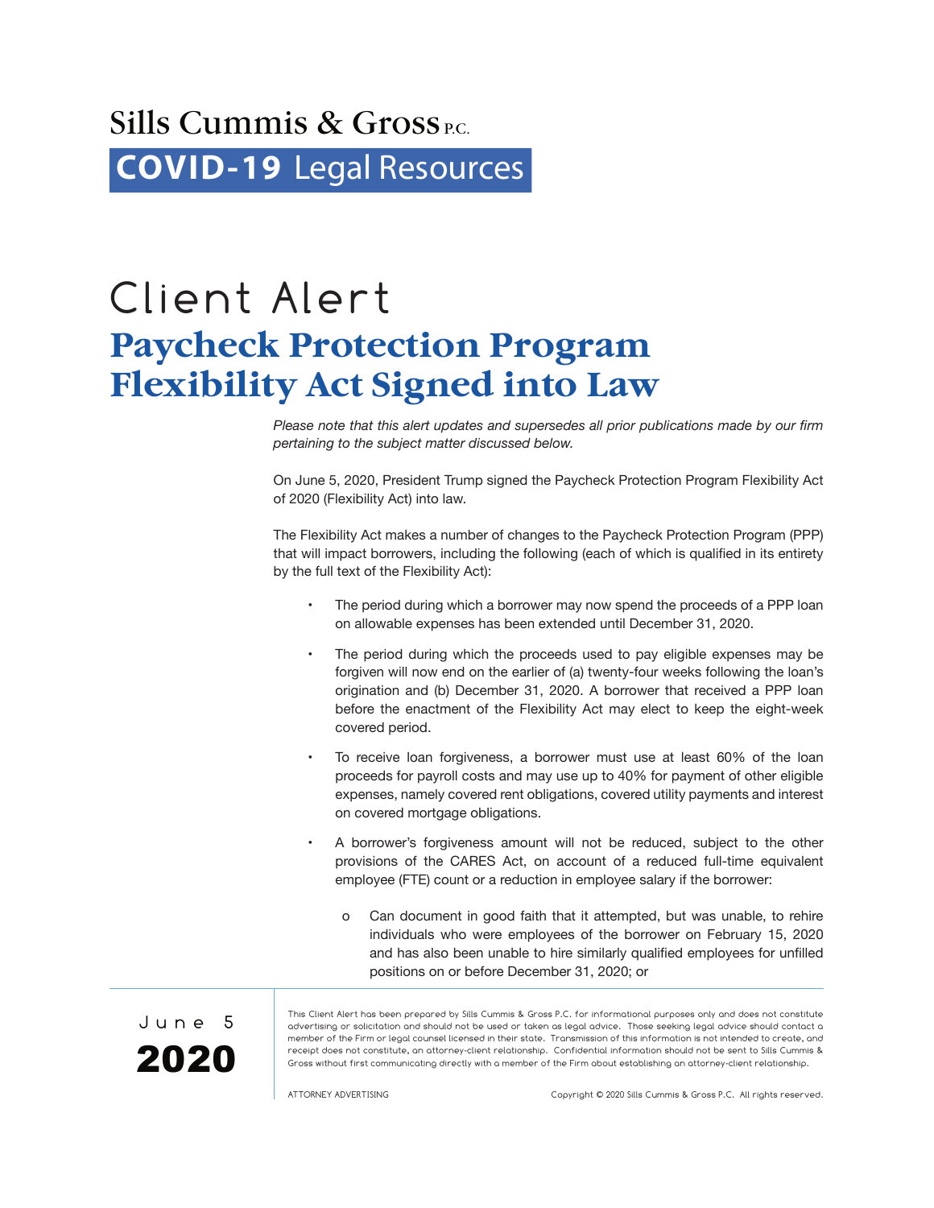Sills Cummis & Gross P.C.

**COVID-19** Legal Resources

# Client Alert

## Paycheck Protection Program Flexibility Act Signed into Law

*Please note that this alert updates and supersedes all prior publications made by our firm pertaining to the subject matter discussed below.*

On June 5, 2020, President Trump signed the Paycheck Protection Program Flexibility Act of 2020 (Flexibility Act) into law.

The Flexibility Act makes a number of changes to the Paycheck Protection Program (PPP) that will impact borrowers, including the following (each of which is qualified in its entirety by the full text of the Flexibility Act):

- The period during which a borrower may now spend the proceeds of a PPP loan on allowable expenses has been extended until December 31, 2020.
- The period during which the proceeds used to pay eligible expenses may be forgiven will now end on the earlier of (a) twenty-four weeks following the loan's origination and (b) December 31, 2020. A borrower that received a PPP loan before the enactment of the Flexibility Act may elect to keep the eight-week covered period.
- To receive loan forgiveness, a borrower must use at least 60% of the loan proceeds for payroll costs and may use up to 40% for payment of other eligible expenses, namely covered rent obligations, covered utility payments and interest on covered mortgage obligations.
- A borrower's forgiveness amount will not be reduced, subject to the other provisions of the CARES Act, on account of a reduced full-time equivalent employee (FTE) count or a reduction in employee salary if the borrower:
  - Can document in good faith that it attempted, but was unable, to rehire individuals who were employees of the borrower on February 15, 2020 and has also been unable to hire similarly qualified employees for unfilled positions on or before December 31, 2020; or

June 5 **2020**

This Client Alert has been prepared by Sills Cummis & Gross P.C. for informational purposes only and does not constitute advertising or solicitation and should not be used or taken as legal advice. Those seeking legal advice should contact a member of the Firm or legal counsel licensed in their state. Transmission of this information is not intended to create, and receipt does not constitute, an attorney-client relationship. Confidential information should not be sent to Sills Cummis & Gross without first communicating directly with a member of the Firm about establishing an attorney-client relationship.

ATTORNEY ADVERTISING

Copyright © 2020 Sills Cummis & Gross P.C. All rights reserved.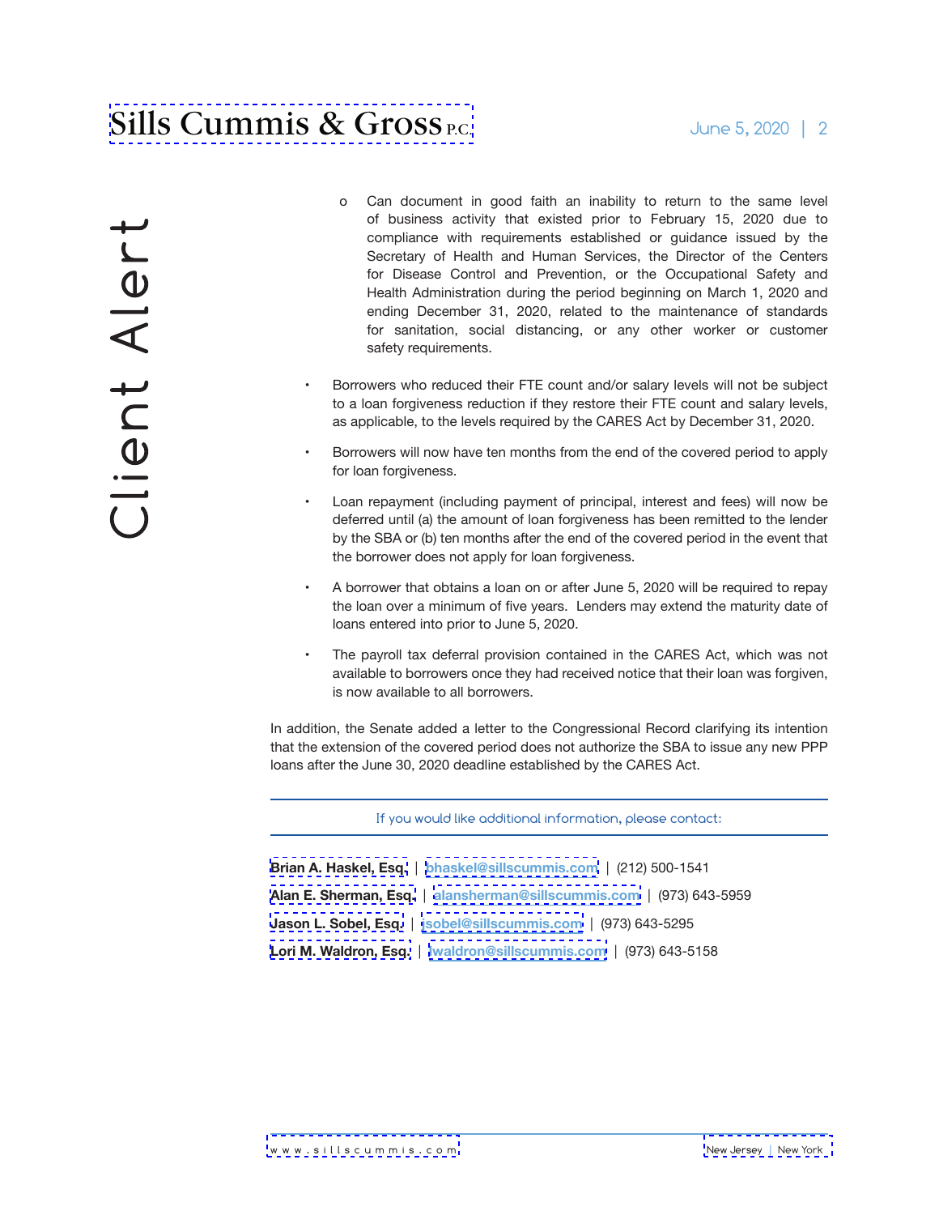- Can document in good faith an inability to return to the same level of business activity that existed prior to February 15, 2020 due to compliance with requirements established or guidance issued by the Secretary of Health and Human Services, the Director of the Centers for Disease Control and Prevention, or the Occupational Safety and Health Administration during the period beginning on March 1, 2020 and ending December 31, 2020, related to the maintenance of standards for sanitation, social distancing, or any other worker or customer safety requirements.

- Borrowers who reduced their FTE count and/or salary levels will not be subject to a loan forgiveness reduction if they restore their FTE count and salary levels, as applicable, to the levels required by the CARES Act by December 31, 2020.

- Borrowers will now have ten months from the end of the covered period to apply for loan forgiveness.

- Loan repayment (including payment of principal, interest and fees) will now be deferred until (a) the amount of loan forgiveness has been remitted to the lender by the SBA or (b) ten months after the end of the covered period in the event that the borrower does not apply for loan forgiveness.

- A borrower that obtains a loan on or after June 5, 2020 will be required to repay the loan over a minimum of five years. Lenders may extend the maturity date of loans entered into prior to June 5, 2020.

- The payroll tax deferral provision contained in the CARES Act, which was not available to borrowers once they had received notice that their loan was forgiven, is now available to all borrowers.

In addition, the Senate added a letter to the Congressional Record clarifying its intention that the extension of the covered period does not authorize the SBA to issue any new PPP loans after the June 30, 2020 deadline established by the CARES Act.

---

If you would like additional information, please contact:

---

**Brian A. Haskel, Esq.** | bhaskel@sillscummis.com | (212) 500-1541

**Alan E. Sherman, Esq.** | alansherman@sillscummis.com | (973) 643-5959

**Jason L. Sobel, Esq.** | jsobel@sillscummis.com | (973) 643-5295

**Lori M. Waldron, Esq.** | lwaldron@sillscummis.com | (973) 643-5158